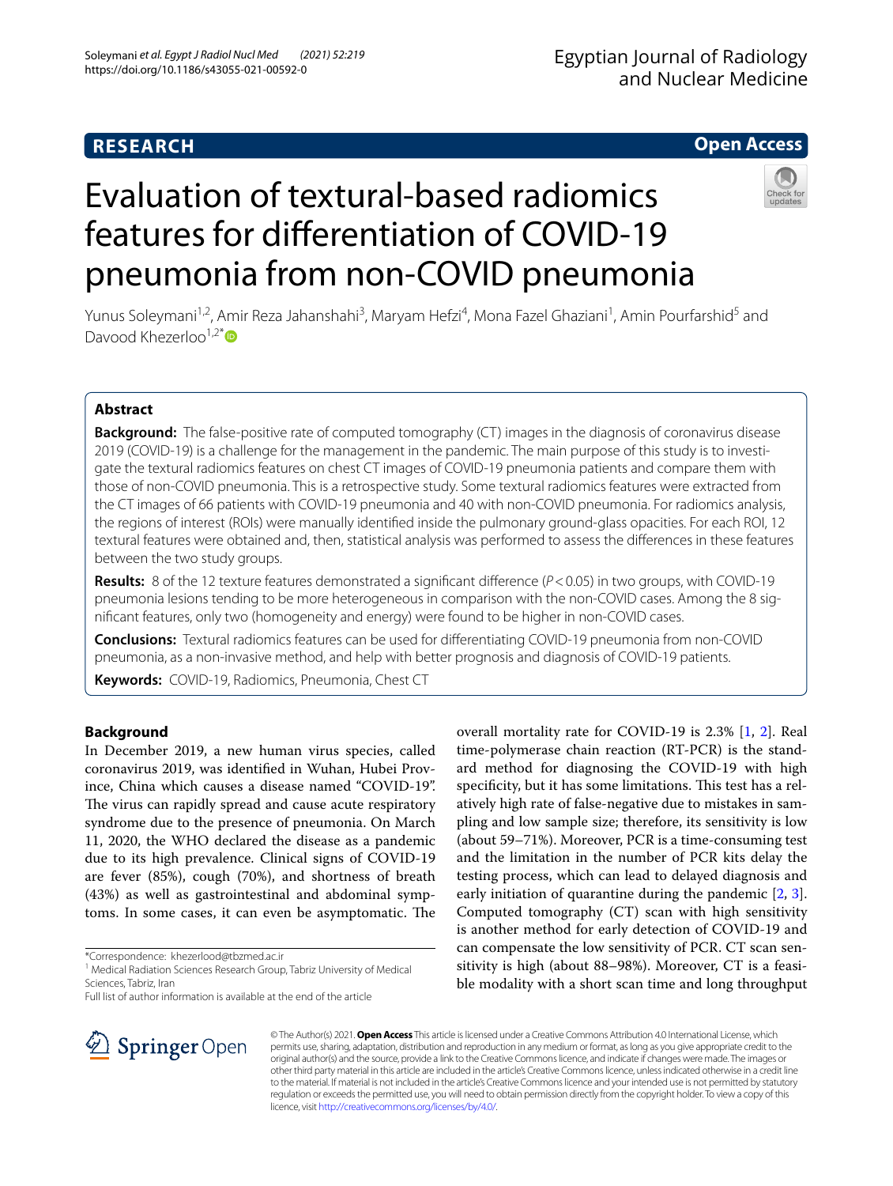RESEARCH

Open Access

# Evaluation of textural-based radiomics features for differentiation of COVID-19 pneumonia from non-COVID pneumonia

Yunus Soleymani[1,2], Amir Reza Jahanshahi[3], Maryam Hefzi[4], Mona Fazel Ghaziani[1], Amin Pourfarshid[5] and Davood Khezerloo[1,2*]

## Abstract

**Background:** The false-positive rate of computed tomography (CT) images in the diagnosis of coronavirus disease 2019 (COVID-19) is a challenge for the management in the pandemic. The main purpose of this study is to investigate the textural radiomics features on chest CT images of COVID-19 pneumonia patients and compare them with those of non-COVID pneumonia. This is a retrospective study. Some textural radiomics features were extracted from the CT images of 66 patients with COVID-19 pneumonia and 40 with non-COVID pneumonia. For radiomics analysis, the regions of interest (ROIs) were manually identified inside the pulmonary ground-glass opacities. For each ROI, 12 textural features were obtained and, then, statistical analysis was performed to assess the differences in these features between the two study groups.

**Results:** 8 of the 12 texture features demonstrated a significant difference ($P < 0.05$) in two groups, with COVID-19 pneumonia lesions tending to be more heterogeneous in comparison with the non-COVID cases. Among the 8 significant features, only two (homogeneity and energy) were found to be higher in non-COVID cases.

**Conclusions:** Textural radiomics features can be used for differentiating COVID-19 pneumonia from non-COVID pneumonia, as a non-invasive method, and help with better prognosis and diagnosis of COVID-19 patients.

**Keywords:** COVID-19, Radiomics, Pneumonia, Chest CT

## Background

In December 2019, a new human virus species, called coronavirus 2019, was identified in Wuhan, Hubei Province, China which causes a disease named "COVID-19". The virus can rapidly spread and cause acute respiratory syndrome due to the presence of pneumonia. On March 11, 2020, the WHO declared the disease as a pandemic due to its high prevalence. Clinical signs of COVID-19 are fever (85%), cough (70%), and shortness of breath (43%) as well as gastrointestinal and abdominal symptoms. In some cases, it can even be asymptomatic. The overall mortality rate for COVID-19 is 2.3% [1, 2]. Real time-polymerase chain reaction (RT-PCR) is the standard method for diagnosing the COVID-19 with high specificity, but it has some limitations. This test has a relatively high rate of false-negative due to mistakes in sampling and low sample size; therefore, its sensitivity is low (about 59–71%). Moreover, PCR is a time-consuming test and the limitation in the number of PCR kits delay the testing process, which can lead to delayed diagnosis and early initiation of quarantine during the pandemic [2, 3]. Computed tomography (CT) scan with high sensitivity is another method for early detection of COVID-19 and can compensate the low sensitivity of PCR. CT scan sensitivity is high (about 88–98%). Moreover, CT is a feasible modality with a short scan time and long throughput

*Correspondence: khezerlood@tbzmed.ac.ir
[1] Medical Radiation Sciences Research Group, Tabriz University of Medical Sciences, Tabriz, Iran
Full list of author information is available at the end of the article

© The Author(s) 2021. **Open Access** This article is licensed under a Creative Commons Attribution 4.0 International License, which permits use, sharing, adaptation, distribution and reproduction in any medium or format, as long as you give appropriate credit to the original author(s) and the source, provide a link to the Creative Commons licence, and indicate if changes were made. The images or other third party material in this article are included in the article's Creative Commons licence, unless indicated otherwise in a credit line to the material. If material is not included in the article's Creative Commons licence and your intended use is not permitted by statutory regulation or exceeds the permitted use, you will need to obtain permission directly from the copyright holder. To view a copy of this licence, visit http://creativecommons.org/licenses/by/4.0/.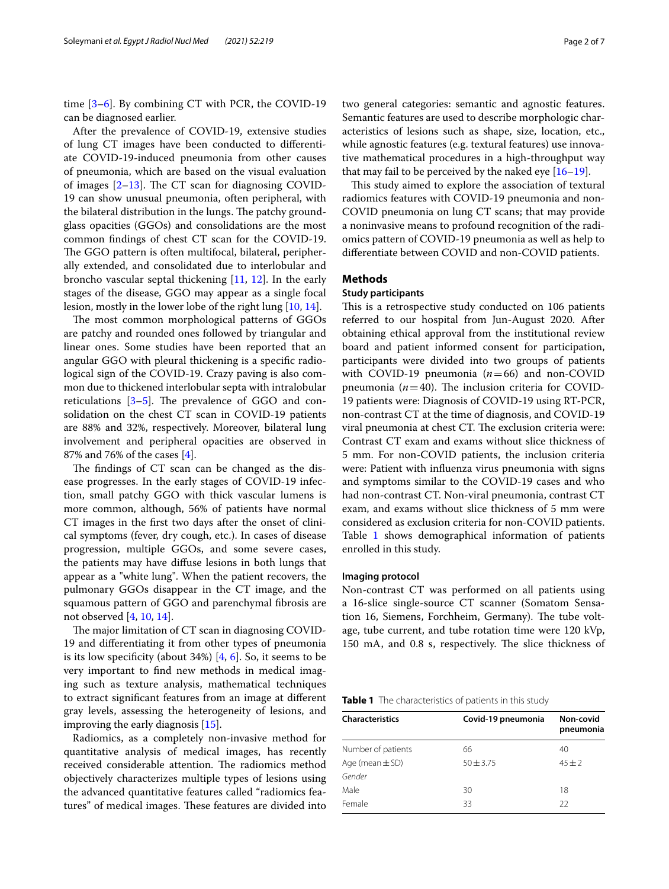time [3–6]. By combining CT with PCR, the COVID-19 can be diagnosed earlier.

After the prevalence of COVID-19, extensive studies of lung CT images have been conducted to differentiate COVID-19-induced pneumonia from other causes of pneumonia, which are based on the visual evaluation of images [2–13]. The CT scan for diagnosing COVID-19 can show unusual pneumonia, often peripheral, with the bilateral distribution in the lungs. The patchy ground-glass opacities (GGOs) and consolidations are the most common findings of chest CT scan for the COVID-19. The GGO pattern is often multifocal, bilateral, peripherally extended, and consolidated due to interlobular and broncho vascular septal thickening [11, 12]. In the early stages of the disease, GGO may appear as a single focal lesion, mostly in the lower lobe of the right lung [10, 14].

The most common morphological patterns of GGOs are patchy and rounded ones followed by triangular and linear ones. Some studies have been reported that an angular GGO with pleural thickening is a specific radiological sign of the COVID-19. Crazy paving is also common due to thickened interlobular septa with intralobular reticulations [3–5]. The prevalence of GGO and consolidation on the chest CT scan in COVID-19 patients are 88% and 32%, respectively. Moreover, bilateral lung involvement and peripheral opacities are observed in 87% and 76% of the cases [4].

The findings of CT scan can be changed as the disease progresses. In the early stages of COVID-19 infection, small patchy GGO with thick vascular lumens is more common, although, 56% of patients have normal CT images in the first two days after the onset of clinical symptoms (fever, dry cough, etc.). In cases of disease progression, multiple GGOs, and some severe cases, the patients may have diffuse lesions in both lungs that appear as a "white lung". When the patient recovers, the pulmonary GGOs disappear in the CT image, and the squamous pattern of GGO and parenchymal fibrosis are not observed [4, 10, 14].

The major limitation of CT scan in diagnosing COVID-19 and differentiating it from other types of pneumonia is its low specificity (about 34%) [4, 6]. So, it seems to be very important to find new methods in medical imaging such as texture analysis, mathematical techniques to extract significant features from an image at different gray levels, assessing the heterogeneity of lesions, and improving the early diagnosis [15].

Radiomics, as a completely non-invasive method for quantitative analysis of medical images, has recently received considerable attention. The radiomics method objectively characterizes multiple types of lesions using the advanced quantitative features called "radiomics features" of medical images. These features are divided into two general categories: semantic and agnostic features. Semantic features are used to describe morphologic characteristics of lesions such as shape, size, location, etc., while agnostic features (e.g. textural features) use innovative mathematical procedures in a high-throughput way that may fail to be perceived by the naked eye [16–19].

This study aimed to explore the association of textural radiomics features with COVID-19 pneumonia and non-COVID pneumonia on lung CT scans; that may provide a noninvasive means to profound recognition of the radiomics pattern of COVID-19 pneumonia as well as help to differentiate between COVID and non-COVID patients.

## Methods

### Study participants

This is a retrospective study conducted on 106 patients referred to our hospital from Jun-August 2020. After obtaining ethical approval from the institutional review board and patient informed consent for participation, participants were divided into two groups of patients with COVID-19 pneumonia ($n=66$) and non-COVID pneumonia ($n=40$). The inclusion criteria for COVID-19 patients were: Diagnosis of COVID-19 using RT-PCR, non-contrast CT at the time of diagnosis, and COVID-19 viral pneumonia at chest CT. The exclusion criteria were: Contrast CT exam and exams without slice thickness of 5 mm. For non-COVID patients, the inclusion criteria were: Patient with influenza virus pneumonia with signs and symptoms similar to the COVID-19 cases and who had non-contrast CT. Non-viral pneumonia, contrast CT exam, and exams without slice thickness of 5 mm were considered as exclusion criteria for non-COVID patients. Table 1 shows demographical information of patients enrolled in this study.

### Imaging protocol

Non-contrast CT was performed on all patients using a 16-slice single-source CT scanner (Somatom Sensation 16, Siemens, Forchheim, Germany). The tube voltage, tube current, and tube rotation time were 120 kVp, 150 mA, and 0.8 s, respectively. The slice thickness of

**Table 1** The characteristics of patients in this study

| Characteristics | Covid-19 pneumonia | Non-covid pneumonia |
|---|---|---|
| Number of patients | 66 | 40 |
| Age (mean ± SD) | 50 ± 3.75 | 45 ± 2 |
| *Gender* | | |
| Male | 30 | 18 |
| Female | 33 | 22 |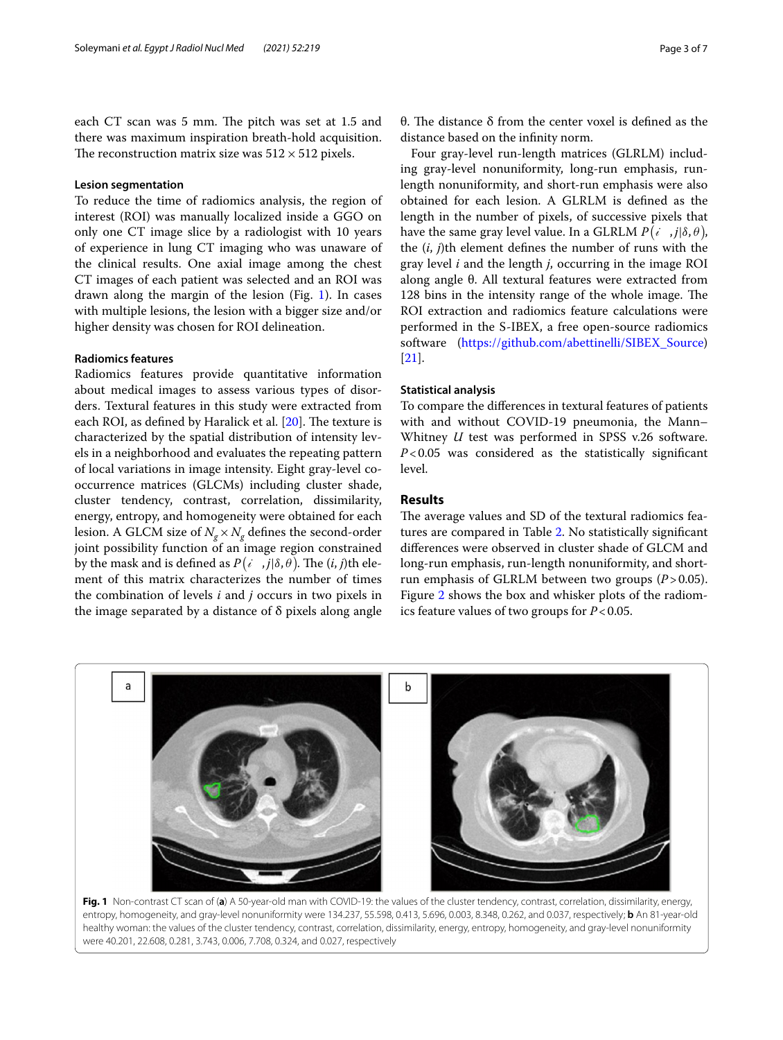each CT scan was 5 mm. The pitch was set at 1.5 and there was maximum inspiration breath-hold acquisition. The reconstruction matrix size was $512 \times 512$ pixels.

### Lesion segmentation

To reduce the time of radiomics analysis, the region of interest (ROI) was manually localized inside a GGO on only one CT image slice by a radiologist with 10 years of experience in lung CT imaging who was unaware of the clinical results. One axial image among the chest CT images of each patient was selected and an ROI was drawn along the margin of the lesion (Fig. 1). In cases with multiple lesions, the lesion with a bigger size and/or higher density was chosen for ROI delineation.

### Radiomics features

Radiomics features provide quantitative information about medical images to assess various types of disorders. Textural features in this study were extracted from each ROI, as defined by Haralick et al. [20]. The texture is characterized by the spatial distribution of intensity levels in a neighborhood and evaluates the repeating pattern of local variations in image intensity. Eight gray-level co-occurrence matrices (GLCMs) including cluster shade, cluster tendency, contrast, correlation, dissimilarity, energy, entropy, and homogeneity were obtained for each lesion. A GLCM size of $N_g \times N_g$ defines the second-order joint possibility function of an image region constrained by the mask and is defined as $P(i, j|\delta, \theta)$. The $(i, j)$th element of this matrix characterizes the number of times the combination of levels $i$ and $j$ occurs in two pixels in the image separated by a distance of $\delta$ pixels along angle $\theta$. The distance $\delta$ from the center voxel is defined as the distance based on the infinity norm.

Four gray-level run-length matrices (GLRLM) including gray-level nonuniformity, long-run emphasis, run-length nonuniformity, and short-run emphasis were also obtained for each lesion. A GLRLM is defined as the length in the number of pixels, of successive pixels that have the same gray level value. In a GLRLM $P(i, j|\delta, \theta)$, the $(i, j)$th element defines the number of runs with the gray level $i$ and the length $j$, occurring in the image ROI along angle $\theta$. All textural features were extracted from 128 bins in the intensity range of the whole image. The ROI extraction and radiomics feature calculations were performed in the S-IBEX, a free open-source radiomics software (https://github.com/abettinelli/SIBEX_Source) [21].

### Statistical analysis

To compare the differences in textural features of patients with and without COVID-19 pneumonia, the Mann–Whitney $U$ test was performed in SPSS v.26 software. $P < 0.05$ was considered as the statistically significant level.

## Results

The average values and SD of the textural radiomics features are compared in Table 2. No statistically significant differences were observed in cluster shade of GLCM and long-run emphasis, run-length nonuniformity, and short-run emphasis of GLRLM between two groups ($P > 0.05$). Figure 2 shows the box and whisker plots of the radiomics feature values of two groups for $P < 0.05$.

**Fig. 1** Non-contrast CT scan of (**a**) A 50-year-old man with COVID-19: the values of the cluster tendency, contrast, correlation, dissimilarity, energy, entropy, homogeneity, and gray-level nonuniformity were 134.237, 55.598, 0.413, 5.696, 0.003, 8.348, 0.262, and 0.037, respectively; **b** An 81-year-old healthy woman: the values of the cluster tendency, contrast, correlation, dissimilarity, energy, entropy, homogeneity, and gray-level nonuniformity were 40.201, 22.608, 0.281, 3.743, 0.006, 7.708, 0.324, and 0.027, respectively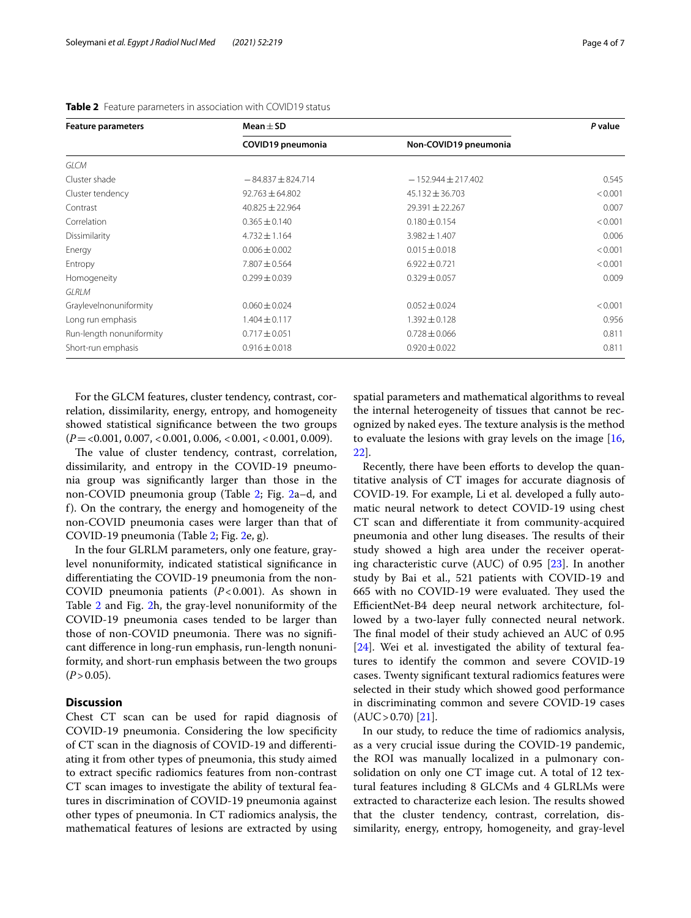**Table 2** Feature parameters in association with COVID19 status

| Feature parameters | Mean ± SD | | P value |
|---|---|---|---|
| | COVID19 pneumonia | Non-COVID19 pneumonia | |
| *GLCM* | | | |
| Cluster shade | −84.837 ± 824.714 | −152.944 ± 217.402 | 0.545 |
| Cluster tendency | 92.763 ± 64.802 | 45.132 ± 36.703 | < 0.001 |
| Contrast | 40.825 ± 22.964 | 29.391 ± 22.267 | 0.007 |
| Correlation | 0.365 ± 0.140 | 0.180 ± 0.154 | < 0.001 |
| Dissimilarity | 4.732 ± 1.164 | 3.982 ± 1.407 | 0.006 |
| Energy | 0.006 ± 0.002 | 0.015 ± 0.018 | < 0.001 |
| Entropy | 7.807 ± 0.564 | 6.922 ± 0.721 | < 0.001 |
| Homogeneity | 0.299 ± 0.039 | 0.329 ± 0.057 | 0.009 |
| *GLRLM* | | | |
| Graylevelnonuniformity | 0.060 ± 0.024 | 0.052 ± 0.024 | < 0.001 |
| Long run emphasis | 1.404 ± 0.117 | 1.392 ± 0.128 | 0.956 |
| Run-length nonuniformity | 0.717 ± 0.051 | 0.728 ± 0.066 | 0.811 |
| Short-run emphasis | 0.916 ± 0.018 | 0.920 ± 0.022 | 0.811 |

For the GLCM features, cluster tendency, contrast, correlation, dissimilarity, energy, entropy, and homogeneity showed statistical significance between the two groups ($P = < 0.001$, 0.007, < 0.001, 0.006, < 0.001, < 0.001, 0.009).

The value of cluster tendency, contrast, correlation, dissimilarity, and entropy in the COVID-19 pneumonia group was significantly larger than those in the non-COVID pneumonia group (Table 2; Fig. 2a–d, and f). On the contrary, the energy and homogeneity of the non-COVID pneumonia cases were larger than that of COVID-19 pneumonia (Table 2; Fig. 2e, g).

In the four GLRLM parameters, only one feature, gray-level nonuniformity, indicated statistical significance in differentiating the COVID-19 pneumonia from the non-COVID pneumonia patients ($P < 0.001$). As shown in Table 2 and Fig. 2h, the gray-level nonuniformity of the COVID-19 pneumonia cases tended to be larger than those of non-COVID pneumonia. There was no significant difference in long-run emphasis, run-length nonuniformity, and short-run emphasis between the two groups ($P > 0.05$).

## Discussion

Chest CT scan can be used for rapid diagnosis of COVID-19 pneumonia. Considering the low specificity of CT scan in the diagnosis of COVID-19 and differentiating it from other types of pneumonia, this study aimed to extract specific radiomics features from non-contrast CT scan images to investigate the ability of textural features in discrimination of COVID-19 pneumonia against other types of pneumonia. In CT radiomics analysis, the mathematical features of lesions are extracted by using spatial parameters and mathematical algorithms to reveal the internal heterogeneity of tissues that cannot be recognized by naked eyes. The texture analysis is the method to evaluate the lesions with gray levels on the image [16, 22].

Recently, there have been efforts to develop the quantitative analysis of CT images for accurate diagnosis of COVID-19. For example, Li et al. developed a fully automatic neural network to detect COVID-19 using chest CT scan and differentiate it from community-acquired pneumonia and other lung diseases. The results of their study showed a high area under the receiver operating characteristic curve (AUC) of 0.95 [23]. In another study by Bai et al., 521 patients with COVID-19 and 665 with no COVID-19 were evaluated. They used the EfficientNet-B4 deep neural network architecture, followed by a two-layer fully connected neural network. The final model of their study achieved an AUC of 0.95 [24]. Wei et al. investigated the ability of textural features to identify the common and severe COVID-19 cases. Twenty significant textural radiomics features were selected in their study which showed good performance in discriminating common and severe COVID-19 cases (AUC > 0.70) [21].

In our study, to reduce the time of radiomics analysis, as a very crucial issue during the COVID-19 pandemic, the ROI was manually localized in a pulmonary consolidation on only one CT image cut. A total of 12 textural features including 8 GLCMs and 4 GLRLMs were extracted to characterize each lesion. The results showed that the cluster tendency, contrast, correlation, dissimilarity, energy, entropy, homogeneity, and gray-level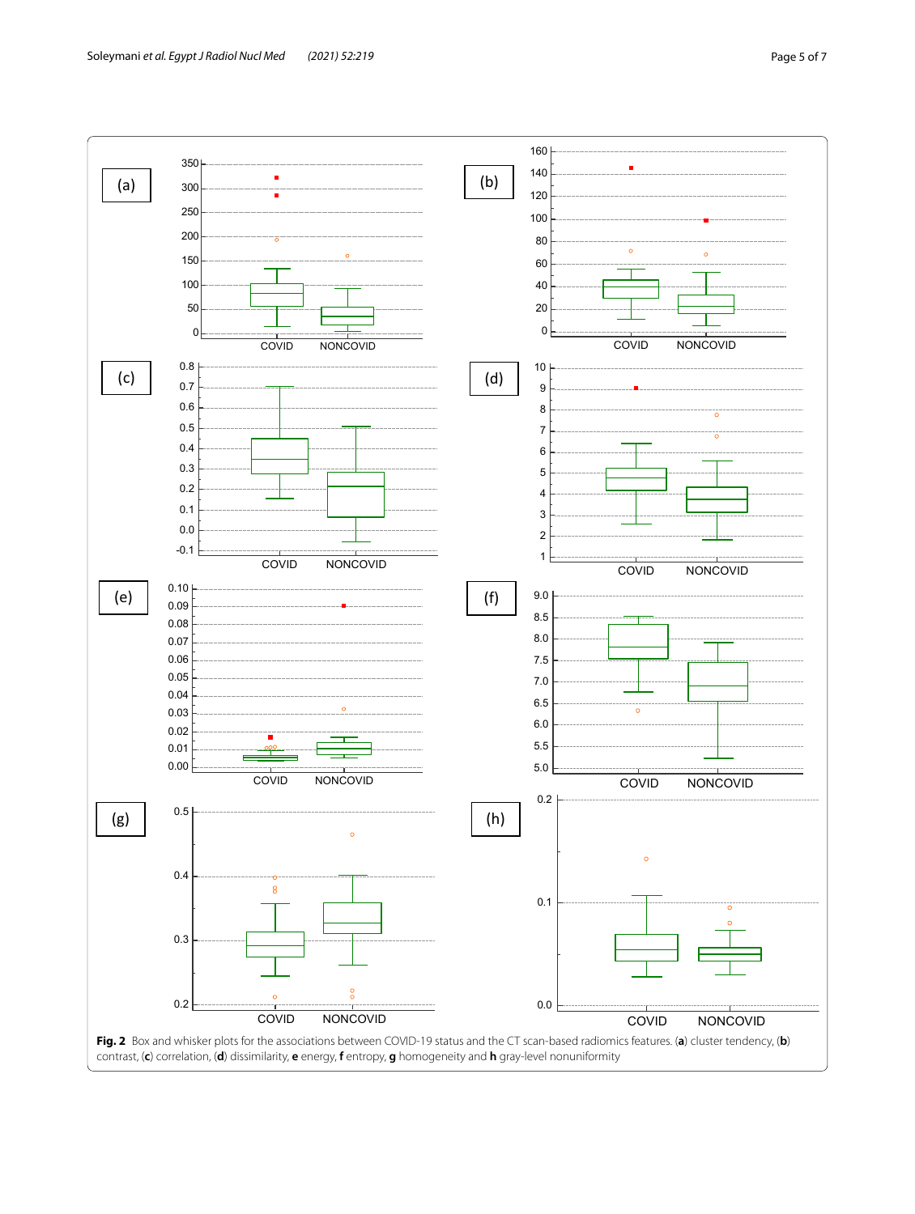**Fig. 2** Box and whisker plots for the associations between COVID-19 status and the CT scan-based radiomics features. (**a**) cluster tendency, (**b**) contrast, (**c**) correlation, (**d**) dissimilarity, **e** energy, **f** entropy, **g** homogeneity and **h** gray-level nonuniformity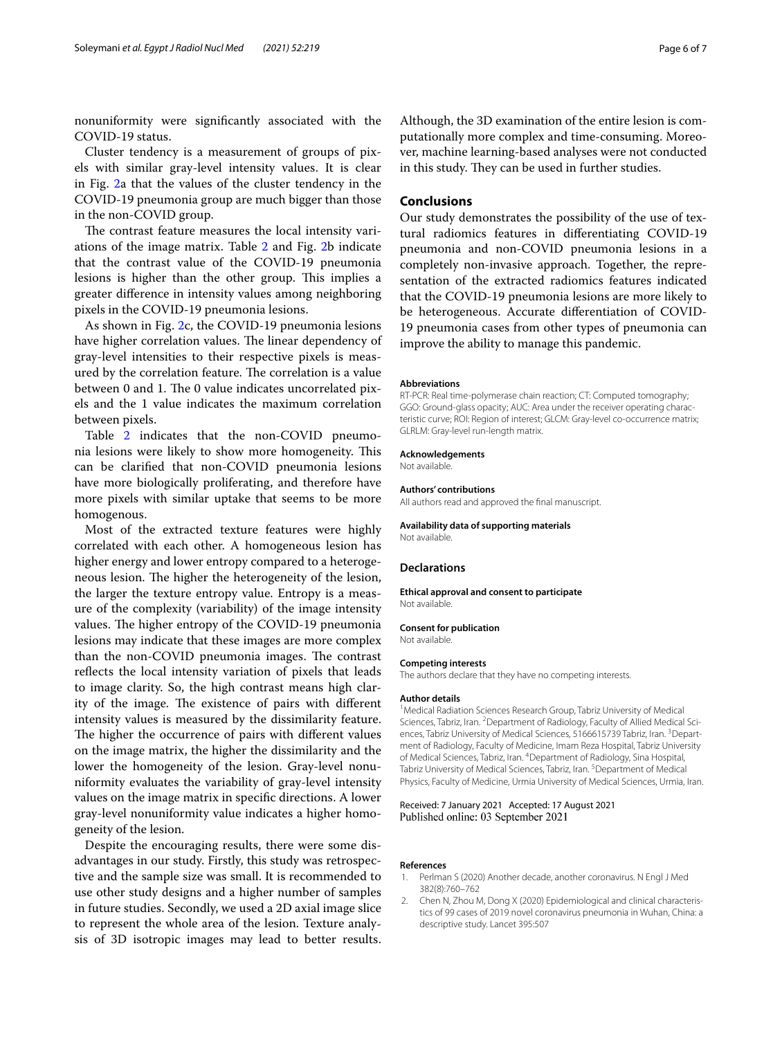nonuniformity were significantly associated with the COVID-19 status.

Cluster tendency is a measurement of groups of pixels with similar gray-level intensity values. It is clear in Fig. 2a that the values of the cluster tendency in the COVID-19 pneumonia group are much bigger than those in the non-COVID group.

The contrast feature measures the local intensity variations of the image matrix. Table 2 and Fig. 2b indicate that the contrast value of the COVID-19 pneumonia lesions is higher than the other group. This implies a greater difference in intensity values among neighboring pixels in the COVID-19 pneumonia lesions.

As shown in Fig. 2c, the COVID-19 pneumonia lesions have higher correlation values. The linear dependency of gray-level intensities to their respective pixels is measured by the correlation feature. The correlation is a value between 0 and 1. The 0 value indicates uncorrelated pixels and the 1 value indicates the maximum correlation between pixels.

Table 2 indicates that the non-COVID pneumonia lesions were likely to show more homogeneity. This can be clarified that non-COVID pneumonia lesions have more biologically proliferating, and therefore have more pixels with similar uptake that seems to be more homogenous.

Most of the extracted texture features were highly correlated with each other. A homogeneous lesion has higher energy and lower entropy compared to a heterogeneous lesion. The higher the heterogeneity of the lesion, the larger the texture entropy value. Entropy is a measure of the complexity (variability) of the image intensity values. The higher entropy of the COVID-19 pneumonia lesions may indicate that these images are more complex than the non-COVID pneumonia images. The contrast reflects the local intensity variation of pixels that leads to image clarity. So, the high contrast means high clarity of the image. The existence of pairs with different intensity values is measured by the dissimilarity feature. The higher the occurrence of pairs with different values on the image matrix, the higher the dissimilarity and the lower the homogeneity of the lesion. Gray-level nonuniformity evaluates the variability of gray-level intensity values on the image matrix in specific directions. A lower gray-level nonuniformity value indicates a higher homogeneity of the lesion.

Despite the encouraging results, there were some disadvantages in our study. Firstly, this study was retrospective and the sample size was small. It is recommended to use other study designs and a higher number of samples in future studies. Secondly, we used a 2D axial image slice to represent the whole area of the lesion. Texture analysis of 3D isotropic images may lead to better results. Although, the 3D examination of the entire lesion is computationally more complex and time-consuming. Moreover, machine learning-based analyses were not conducted in this study. They can be used in further studies.

## Conclusions

Our study demonstrates the possibility of the use of textural radiomics features in differentiating COVID-19 pneumonia and non-COVID pneumonia lesions in a completely non-invasive approach. Together, the representation of the extracted radiomics features indicated that the COVID-19 pneumonia lesions are more likely to be heterogeneous. Accurate differentiation of COVID-19 pneumonia cases from other types of pneumonia can improve the ability to manage this pandemic.

#### Abbreviations

RT-PCR: Real time-polymerase chain reaction; CT: Computed tomography; GGO: Ground-glass opacity; AUC: Area under the receiver operating characteristic curve; ROI: Region of interest; GLCM: Gray-level co-occurrence matrix; GLRLM: Gray-level run-length matrix.

#### Acknowledgements

Not available.

#### Authors' contributions

All authors read and approved the final manuscript.

#### Availability data of supporting materials

Not available.

### Declarations

#### Ethical approval and consent to participate

Not available.

#### Consent for publication

Not available.

#### Competing interests

The authors declare that they have no competing interests.

#### Author details

[1]Medical Radiation Sciences Research Group, Tabriz University of Medical Sciences, Tabriz, Iran. [2]Department of Radiology, Faculty of Allied Medical Sciences, Tabriz University of Medical Sciences, 5166615739 Tabriz, Iran. [3]Department of Radiology, Faculty of Medicine, Imam Reza Hospital, Tabriz University of Medical Sciences, Tabriz, Iran. [4]Department of Radiology, Sina Hospital, Tabriz University of Medical Sciences, Tabriz, Iran. [5]Department of Medical Physics, Faculty of Medicine, Urmia University of Medical Sciences, Urmia, Iran.

Received: 7 January 2021 Accepted: 17 August 2021
Published online: 03 September 2021

#### References

1. Perlman S (2020) Another decade, another coronavirus. N Engl J Med 382(8):760–762
2. Chen N, Zhou M, Dong X (2020) Epidemiological and clinical characteristics of 99 cases of 2019 novel coronavirus pneumonia in Wuhan, China: a descriptive study. Lancet 395:507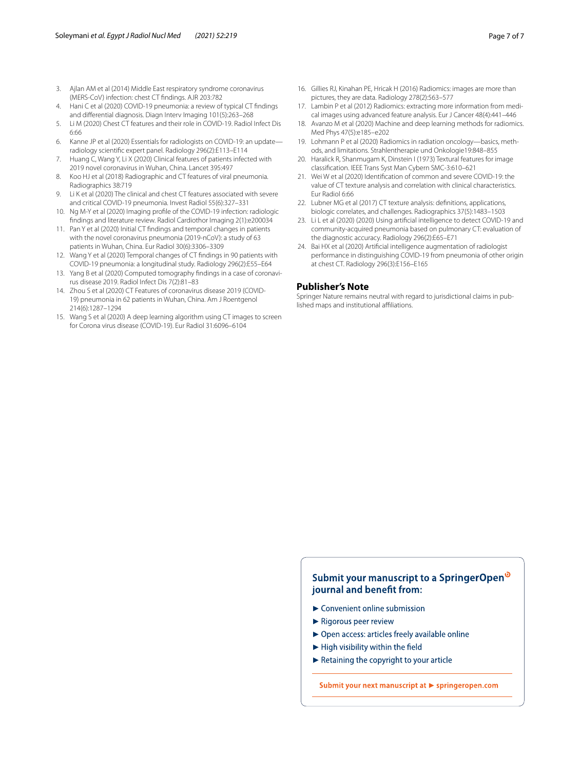3. Ajlan AM et al (2014) Middle East respiratory syndrome coronavirus (MERS-CoV) infection: chest CT findings. AJR 203:782
4. Hani C et al (2020) COVID-19 pneumonia: a review of typical CT findings and differential diagnosis. Diagn Interv Imaging 101(5):263–268
5. Li M (2020) Chest CT features and their role in COVID-19. Radiol Infect Dis 6:66
6. Kanne JP et al (2020) Essentials for radiologists on COVID-19: an update—radiology scientific expert panel. Radiology 296(2):E113–E114
7. Huang C, Wang Y, Li X (2020) Clinical features of patients infected with 2019 novel coronavirus in Wuhan, China. Lancet 395:497
8. Koo HJ et al (2018) Radiographic and CT features of viral pneumonia. Radiographics 38:719
9. Li K et al (2020) The clinical and chest CT features associated with severe and critical COVID-19 pneumonia. Invest Radiol 55(6):327–331
10. Ng M-Y et al (2020) Imaging profile of the COVID-19 infection: radiologic findings and literature review. Radiol Cardiothor Imaging 2(1):e200034
11. Pan Y et al (2020) Initial CT findings and temporal changes in patients with the novel coronavirus pneumonia (2019-nCoV): a study of 63 patients in Wuhan, China. Eur Radiol 30(6):3306–3309
12. Wang Y et al (2020) Temporal changes of CT findings in 90 patients with COVID-19 pneumonia: a longitudinal study. Radiology 296(2):E55–E64
13. Yang B et al (2020) Computed tomography findings in a case of coronavirus disease 2019. Radiol Infect Dis 7(2):81–83
14. Zhou S et al (2020) CT Features of coronavirus disease 2019 (COVID-19) pneumonia in 62 patients in Wuhan, China. Am J Roentgenol 214(6):1287–1294
15. Wang S et al (2020) A deep learning algorithm using CT images to screen for Corona virus disease (COVID-19). Eur Radiol 31:6096–6104
16. Gillies RJ, Kinahan PE, Hricak H (2016) Radiomics: images are more than pictures, they are data. Radiology 278(2):563–577
17. Lambin P et al (2012) Radiomics: extracting more information from medical images using advanced feature analysis. Eur J Cancer 48(4):441–446
18. Avanzo M et al (2020) Machine and deep learning methods for radiomics. Med Phys 47(5):e185–e202
19. Lohmann P et al (2020) Radiomics in radiation oncology—basics, methods, and limitations. Strahlentherapie und Onkologie19:848–855
20. Haralick R, Shanmugam K, Dinstein I (1973) Textural features for image classification. IEEE Trans Syst Man Cybern SMC-3:610–621
21. Wei W et al (2020) Identification of common and severe COVID-19: the value of CT texture analysis and correlation with clinical characteristics. Eur Radiol 6:66
22. Lubner MG et al (2017) CT texture analysis: definitions, applications, biologic correlates, and challenges. Radiographics 37(5):1483–1503
23. Li L et al (2020) (2020) Using artificial intelligence to detect COVID-19 and community-acquired pneumonia based on pulmonary CT: evaluation of the diagnostic accuracy. Radiology 296(2):E65–E71
24. Bai HX et al (2020) Artificial intelligence augmentation of radiologist performance in distinguishing COVID-19 from pneumonia of other origin at chest CT. Radiology 296(3):E156–E165

## Publisher's Note

Springer Nature remains neutral with regard to jurisdictional claims in published maps and institutional affiliations.

**Submit your manuscript to a SpringerOpen journal and benefit from:**

- ► Convenient online submission
- ► Rigorous peer review
- ► Open access: articles freely available online
- ► High visibility within the field
- ► Retaining the copyright to your article

**Submit your next manuscript at ► springeropen.com**